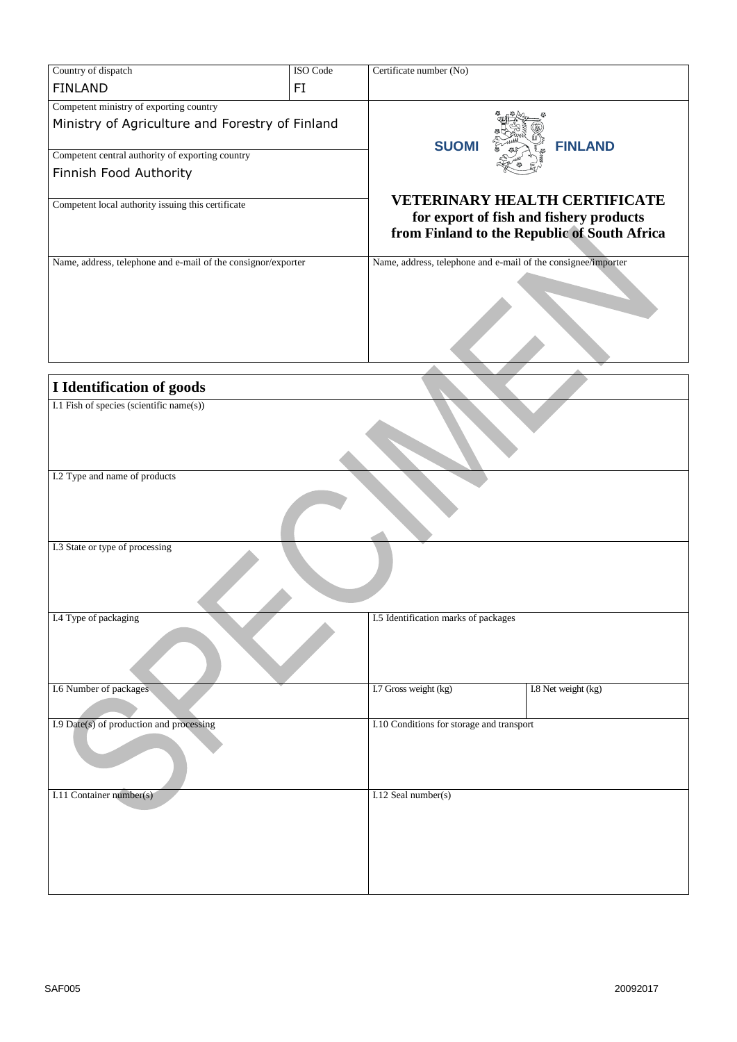| Country of dispatch | ISO Code | Certificate number (No) |
|---|---|---|
| FINLAND | FI | |

| | |
|---|---|
| Competent ministry of exporting country<br>Ministry of Agriculture and Forestry of Finland | SUOMI FINLAND |
| Competent central authority of exporting country<br>Finnish Food Authority | |
| Competent local authority issuing this certificate | **VETERINARY HEALTH CERTIFICATE for export of fish and fishery products from Finland to the Republic of South Africa** |
| Name, address, telephone and e-mail of the consignor/exporter | Name, address, telephone and e-mail of the consignee/importer |

## I Identification of goods

| | | |
|---|---|---|
| I.1 Fish of species (scientific name(s)) | | |
| I.2 Type and name of products | | |
| I.3 State or type of processing | | |
| I.4 Type of packaging | I.5 Identification marks of packages | |
| I.6 Number of packages | I.7 Gross weight (kg) | I.8 Net weight (kg) |
| I.9 Date(s) of production and processing | I.10 Conditions for storage and transport | |
| I.11 Container number(s) | I.12 Seal number(s) | |

SPECIMEN

SAF005 20092017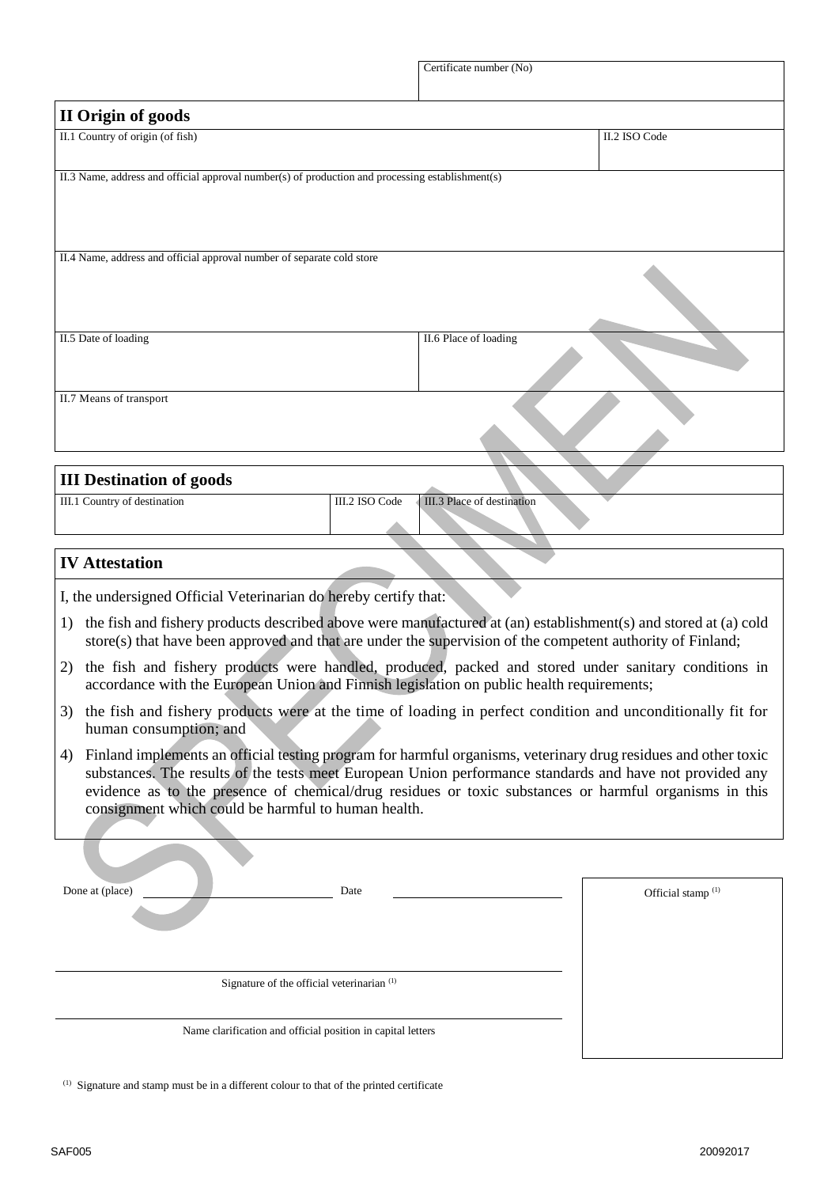| | Certificate number (No) |
|---|---|
| | |

## II Origin of goods

| II.1 Country of origin (of fish) | | II.2 ISO Code |
|---|---|---|
| | | |
| II.3 Name, address and official approval number(s) of production and processing establishment(s) | | |
| II.4 Name, address and official approval number of separate cold store | | |
| II.5 Date of loading | II.6 Place of loading | |
| II.7 Means of transport | | |

## III Destination of goods

| III.1 Country of destination | III.2 ISO Code | III.3 Place of destination |
|---|---|---|
| | | |

## IV Attestation

I, the undersigned Official Veterinarian do hereby certify that:

1) the fish and fishery products described above were manufactured at (an) establishment(s) and stored at (a) cold store(s) that have been approved and that are under the supervision of the competent authority of Finland;
2) the fish and fishery products were handled, produced, packed and stored under sanitary conditions in accordance with the European Union and Finnish legislation on public health requirements;
3) the fish and fishery products were at the time of loading in perfect condition and unconditionally fit for human consumption; and
4) Finland implements an official testing program for harmful organisms, veterinary drug residues and other toxic substances. The results of the tests meet European Union performance standards and have not provided any evidence as to the presence of chemical/drug residues or toxic substances or harmful organisms in this consignment which could be harmful to human health.

Done at (place) ____________________ Date ____________________

Official stamp [1]

____________________

Signature of the official veterinarian [1]

____________________

Name clarification and official position in capital letters

[1] Signature and stamp must be in a different colour to that of the printed certificate

SAF005 20092017